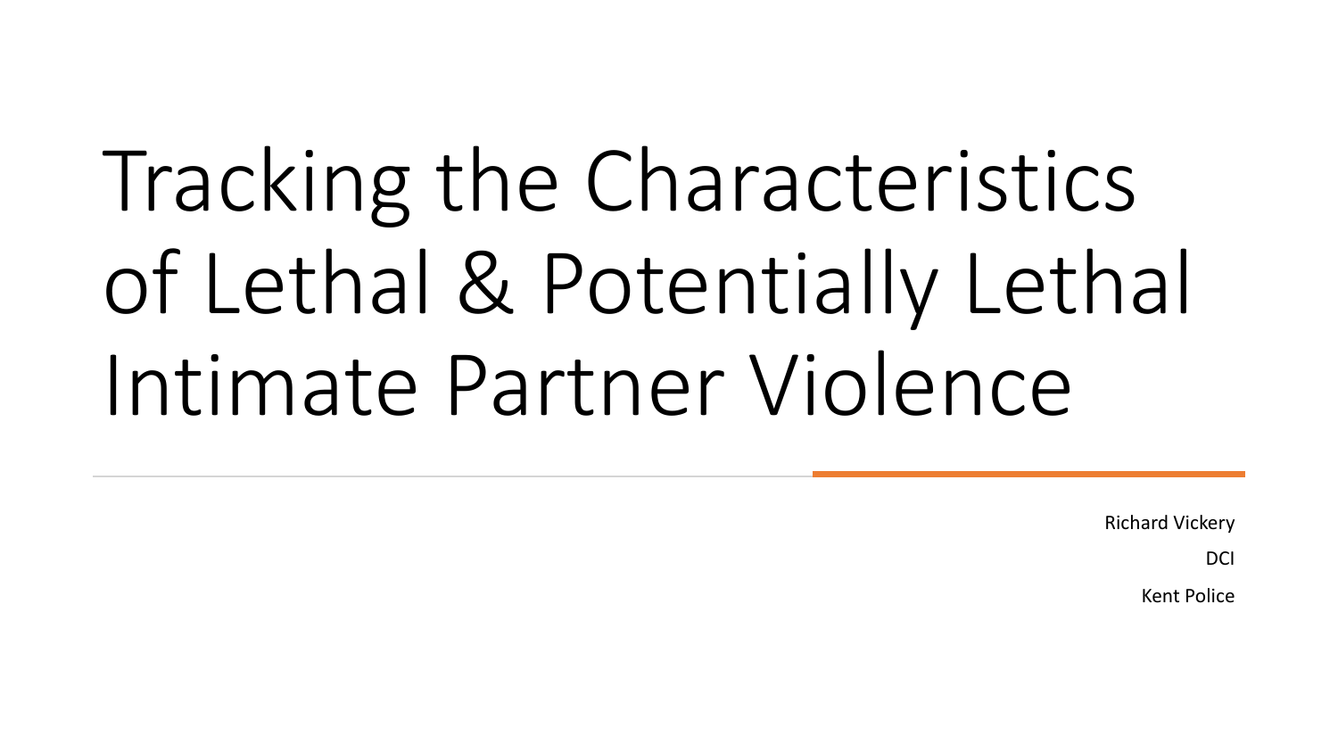# Tracking the Characteristics of Lethal & Potentially Lethal Intimate Partner Violence

Richard Vickery

DCI

Kent Police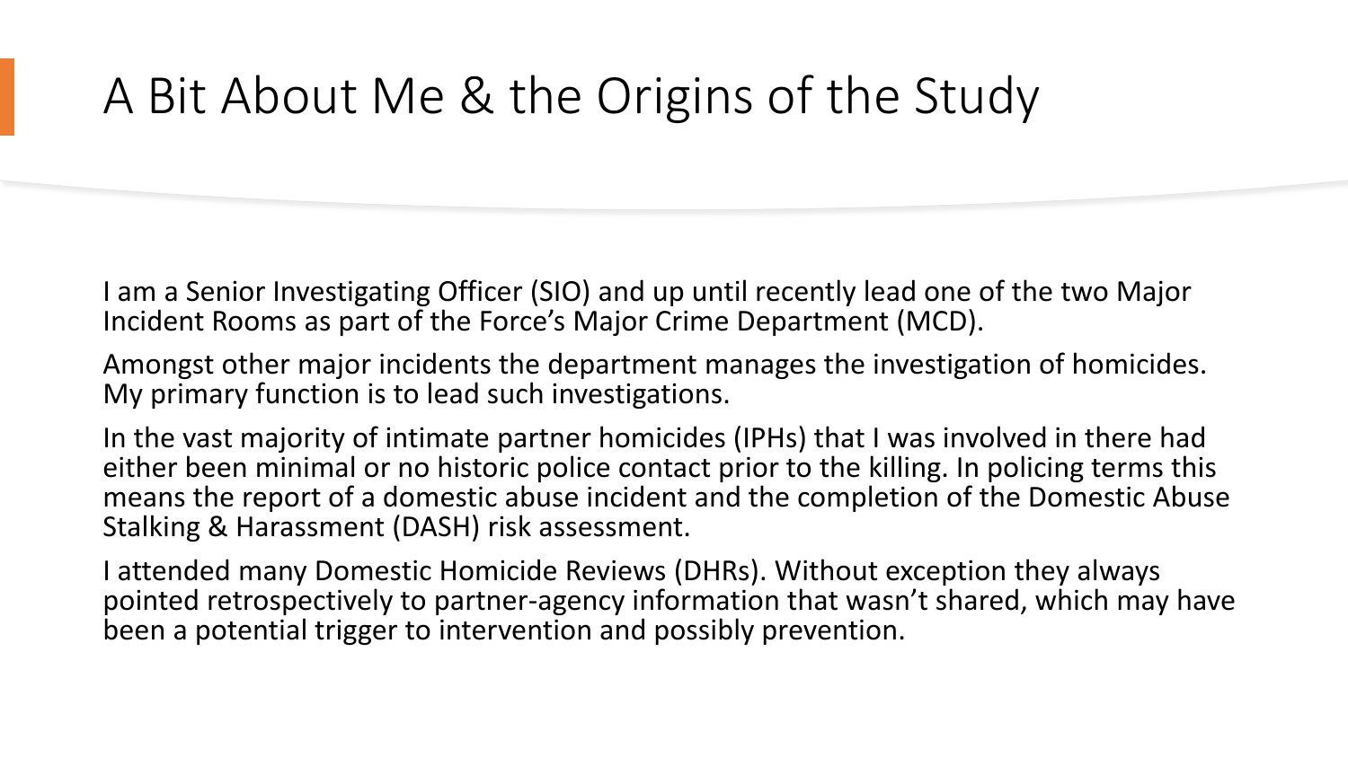# A Bit About Me & the Origins of the Study

I am a Senior Investigating Officer (SIO) and up until recently lead one of the two Major Incident Rooms as part of the Force's Major Crime Department (MCD).

Amongst other major incidents the department manages the investigation of homicides. My primary function is to lead such investigations.

In the vast majority of intimate partner homicides (IPHs) that I was involved in there had either been minimal or no historic police contact prior to the killing. In policing terms this means the report of a domestic abuse incident and the completion of the Domestic Abuse Stalking & Harassment (DASH) risk assessment.

I attended many Domestic Homicide Reviews (DHRs). Without exception they always pointed retrospectively to partner-agency information that wasn't shared, which may have been a potential trigger to intervention and possibly prevention.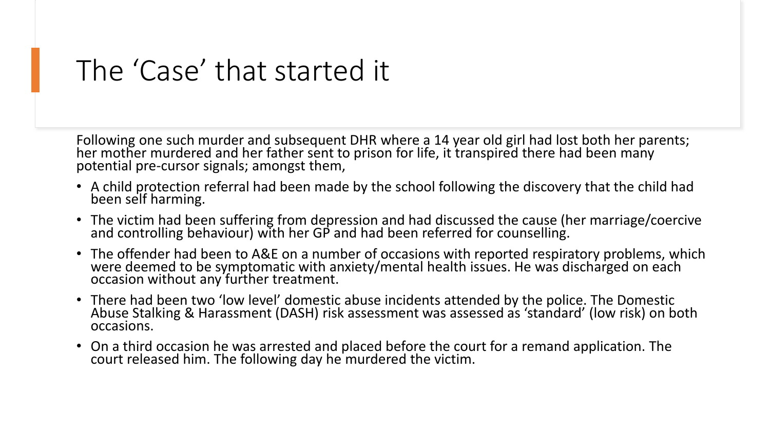# The ‘Case’ that started it

Following one such murder and subsequent DHR where a 14 year old girl had lost both her parents; her mother murdered and her father sent to prison for life, it transpired there had been many potential pre-cursor signals; amongst them,

- A child protection referral had been made by the school following the discovery that the child had been self harming.
- The victim had been suffering from depression and had discussed the cause (her marriage/coercive and controlling behaviour) with her GP and had been referred for counselling.
- The offender had been to A&E on a number of occasions with reported respiratory problems, which were deemed to be symptomatic with anxiety/mental health issues. He was discharged on each occasion without any further treatment.
- There had been two ‘low level’ domestic abuse incidents attended by the police. The Domestic Abuse Stalking & Harassment (DASH) risk assessment was assessed as ‘standard’ (low risk) on both occasions.
- On a third occasion he was arrested and placed before the court for a remand application. The court released him. The following day he murdered the victim.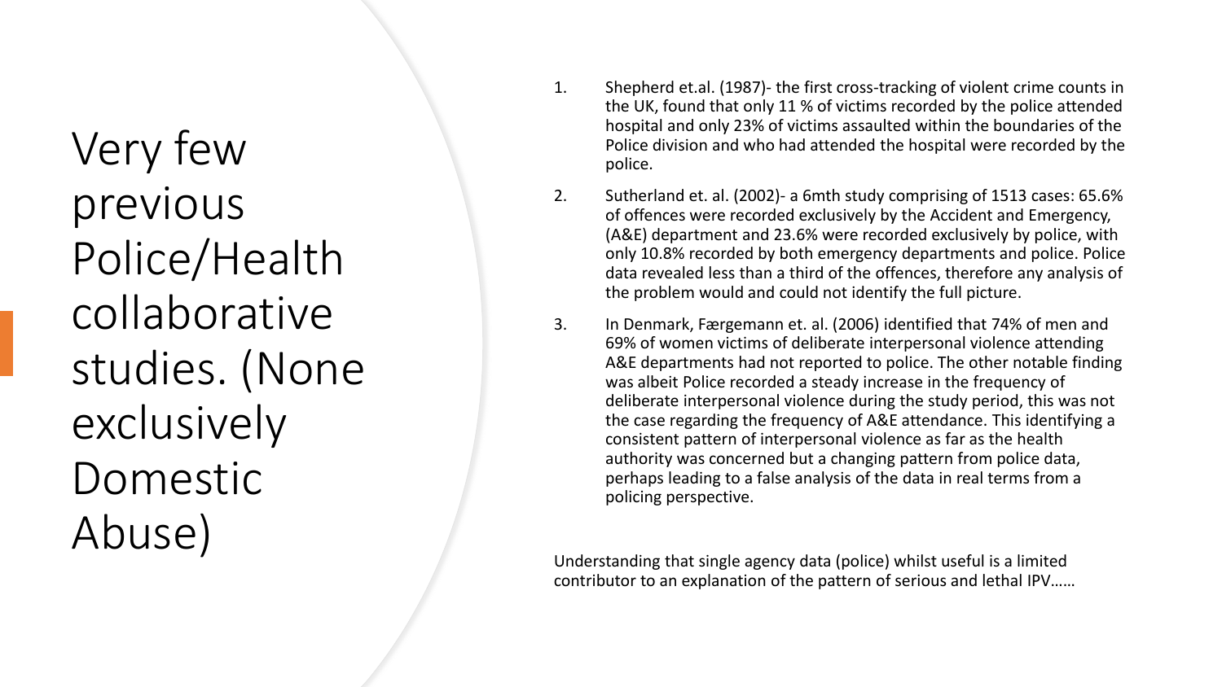# Very few previous Police/Health collaborative studies. (None exclusively Domestic Abuse)

1. Shepherd et.al. (1987)- the first cross-tracking of violent crime counts in the UK, found that only 11 % of victims recorded by the police attended hospital and only 23% of victims assaulted within the boundaries of the Police division and who had attended the hospital were recorded by the police.
2. Sutherland et. al. (2002)- a 6mth study comprising of 1513 cases: 65.6% of offences were recorded exclusively by the Accident and Emergency, (A&E) department and 23.6% were recorded exclusively by police, with only 10.8% recorded by both emergency departments and police. Police data revealed less than a third of the offences, therefore any analysis of the problem would and could not identify the full picture.
3. In Denmark, Færgemann et. al. (2006) identified that 74% of men and 69% of women victims of deliberate interpersonal violence attending A&E departments had not reported to police. The other notable finding was albeit Police recorded a steady increase in the frequency of deliberate interpersonal violence during the study period, this was not the case regarding the frequency of A&E attendance. This identifying a consistent pattern of interpersonal violence as far as the health authority was concerned but a changing pattern from police data, perhaps leading to a false analysis of the data in real terms from a policing perspective.

Understanding that single agency data (police) whilst useful is a limited contributor to an explanation of the pattern of serious and lethal IPV……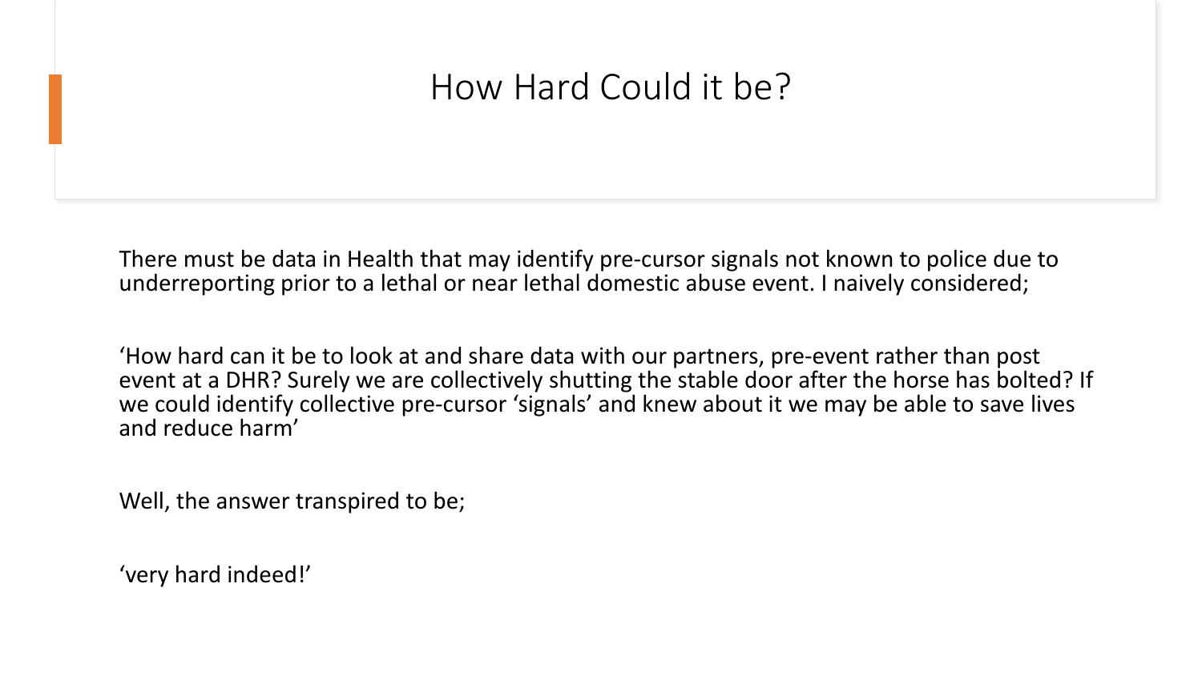# How Hard Could it be?

There must be data in Health that may identify pre-cursor signals not known to police due to underreporting prior to a lethal or near lethal domestic abuse event. I naively considered;

'How hard can it be to look at and share data with our partners, pre-event rather than post event at a DHR? Surely we are collectively shutting the stable door after the horse has bolted? If we could identify collective pre-cursor 'signals' and knew about it we may be able to save lives and reduce harm'

Well, the answer transpired to be;

'very hard indeed!'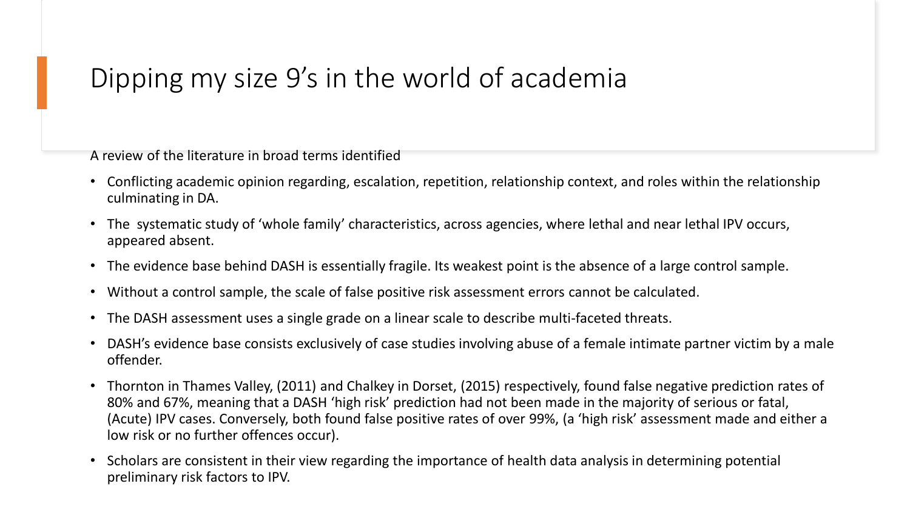# Dipping my size 9’s in the world of academia

A review of the literature in broad terms identified

- Conflicting academic opinion regarding, escalation, repetition, relationship context, and roles within the relationship culminating in DA.
- The  systematic study of ‘whole family’ characteristics, across agencies, where lethal and near lethal IPV occurs, appeared absent.
- The evidence base behind DASH is essentially fragile. Its weakest point is the absence of a large control sample.
- Without a control sample, the scale of false positive risk assessment errors cannot be calculated.
- The DASH assessment uses a single grade on a linear scale to describe multi-faceted threats.
- DASH’s evidence base consists exclusively of case studies involving abuse of a female intimate partner victim by a male offender.
- Thornton in Thames Valley, (2011) and Chalkey in Dorset, (2015) respectively, found false negative prediction rates of 80% and 67%, meaning that a DASH ‘high risk’ prediction had not been made in the majority of serious or fatal, (Acute) IPV cases. Conversely, both found false positive rates of over 99%, (a ‘high risk’ assessment made and either a low risk or no further offences occur).
- Scholars are consistent in their view regarding the importance of health data analysis in determining potential preliminary risk factors to IPV.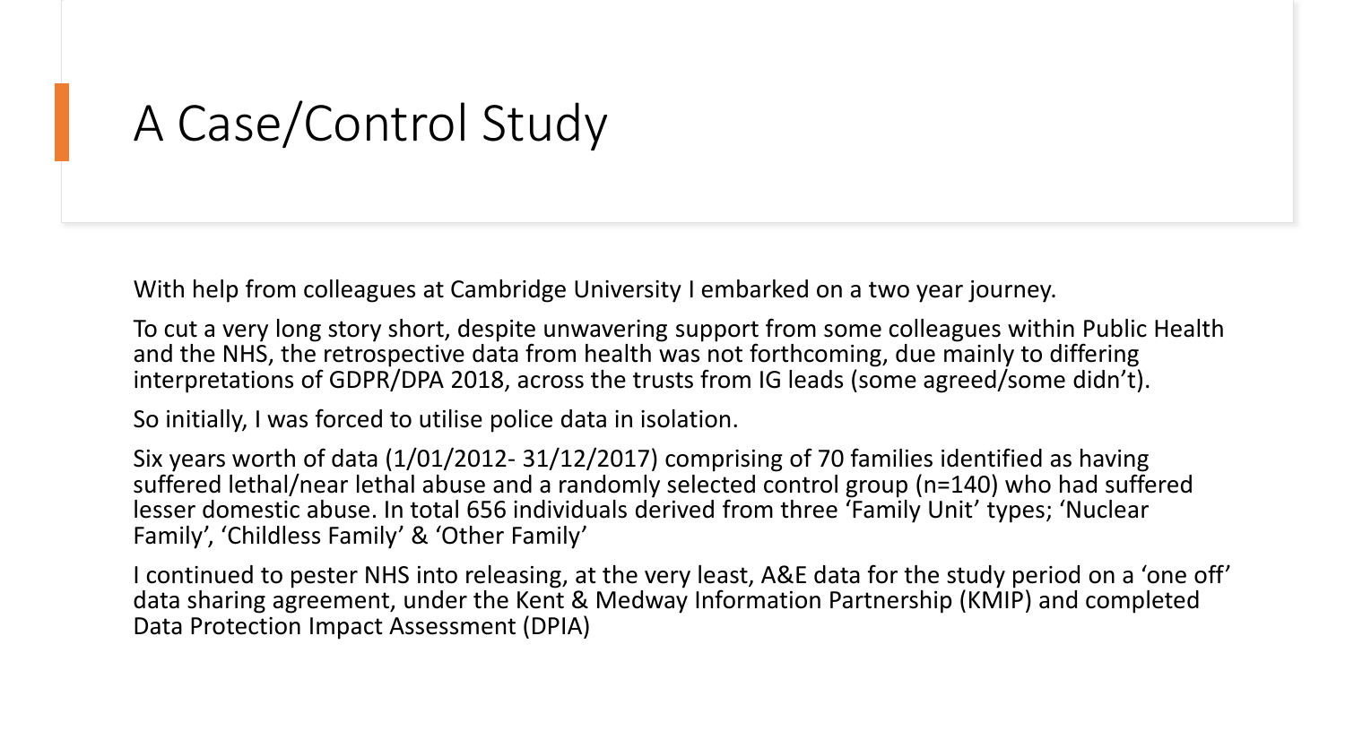# A Case/Control Study

With help from colleagues at Cambridge University I embarked on a two year journey.

To cut a very long story short, despite unwavering support from some colleagues within Public Health and the NHS, the retrospective data from health was not forthcoming, due mainly to differing interpretations of GDPR/DPA 2018, across the trusts from IG leads (some agreed/some didn't).

So initially, I was forced to utilise police data in isolation.

Six years worth of data (1/01/2012- 31/12/2017) comprising of 70 families identified as having suffered lethal/near lethal abuse and a randomly selected control group (n=140) who had suffered lesser domestic abuse. In total 656 individuals derived from three 'Family Unit' types; 'Nuclear Family', 'Childless Family' & 'Other Family'

I continued to pester NHS into releasing, at the very least, A&E data for the study period on a 'one off' data sharing agreement, under the Kent & Medway Information Partnership (KMIP) and completed Data Protection Impact Assessment (DPIA)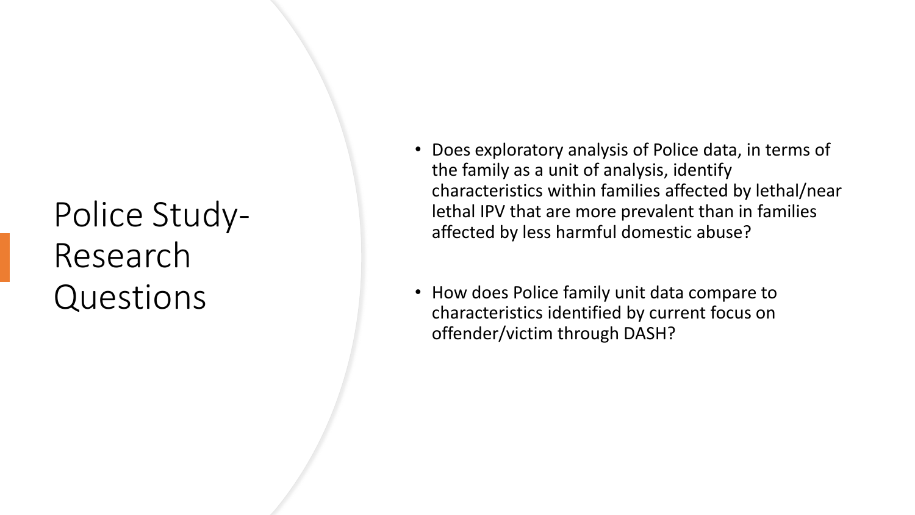# Police Study- Research Questions

- Does exploratory analysis of Police data, in terms of the family as a unit of analysis, identify characteristics within families affected by lethal/near lethal IPV that are more prevalent than in families affected by less harmful domestic abuse?
- How does Police family unit data compare to characteristics identified by current focus on offender/victim through DASH?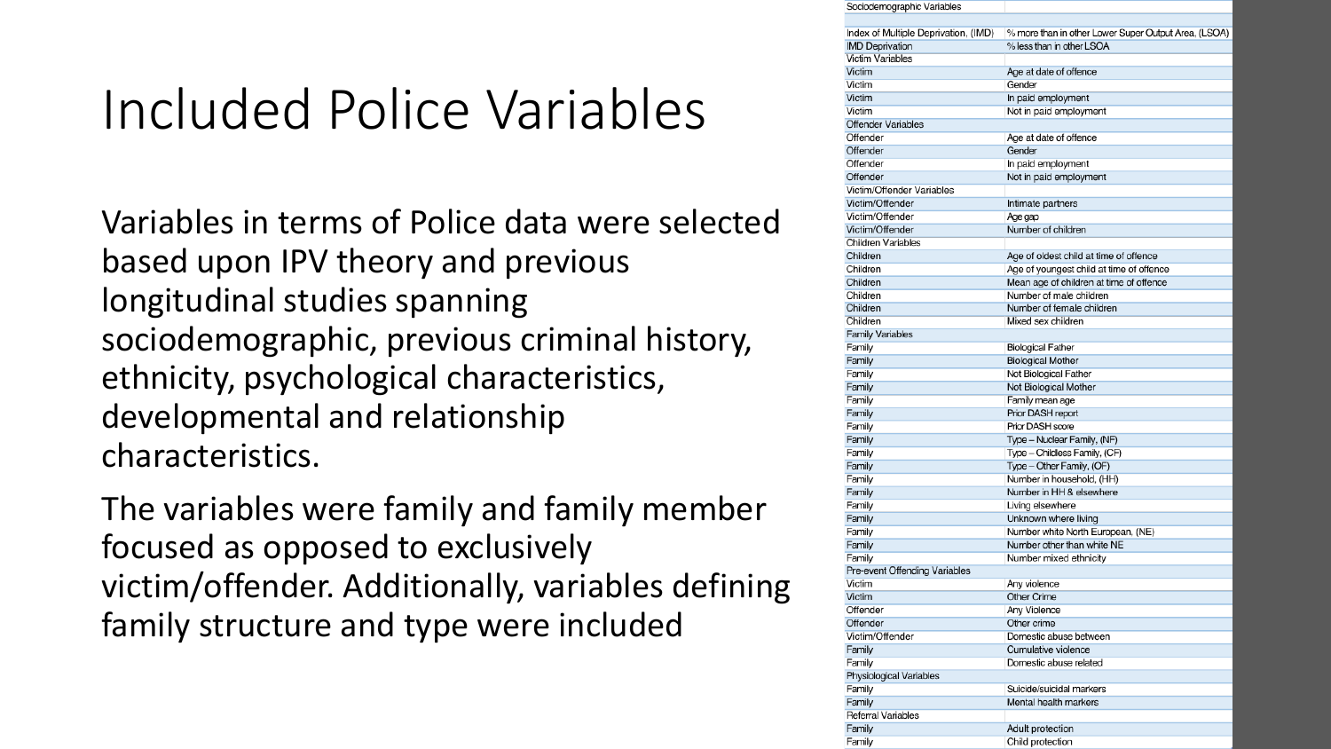# Included Police Variables

Variables in terms of Police data were selected based upon IPV theory and previous longitudinal studies spanning sociodemographic, previous criminal history, ethnicity, psychological characteristics, developmental and relationship characteristics.

The variables were family and family member focused as opposed to exclusively victim/offender. Additionally, variables defining family structure and type were included

| Sociodemographic Variables | |
|---|---|
| Index of Multiple Deprivation, (IMD) | % more than in other Lower Super Output Area, (LSOA) |
| IMD Deprivation | % less than in other LSOA |
| Victim Variables | |
| Victim | Age at date of offence |
| Victim | Gender |
| Victim | In paid employment |
| Victim | Not in paid employment |
| Offender Variables | |
| Offender | Age at date of offence |
| Offender | Gender |
| Offender | In paid employment |
| Offender | Not in paid employment |
| Victim/Offender Variables | |
| Victim/Offender | Intimate partners |
| Victim/Offender | Age gap |
| Victim/Offender | Number of children |
| Children Variables | |
| Children | Age of oldest child at time of offence |
| Children | Age of youngest child at time of offence |
| Children | Mean age of children at time of offence |
| Children | Number of male children |
| Children | Number of female children |
| Children | Mixed sex children |
| Family Variables | |
| Family | Biological Father |
| Family | Biological Mother |
| Family | Not Biological Father |
| Family | Not Biological Mother |
| Family | Family mean age |
| Family | Prior DASH report |
| Family | Prior DASH score |
| Family | Type – Nuclear Family, (NF) |
| Family | Type – Childless Family, (CF) |
| Family | Type – Other Family, (OF) |
| Family | Number in household, (HH) |
| Family | Number in HH & elsewhere |
| Family | Living elsewhere |
| Family | Unknown where living |
| Family | Number white North European, (NE) |
| Family | Number other than white NE |
| Family | Number mixed ethnicity |
| Pre-event Offending Variables | |
| Victim | Any violence |
| Victim | Other Crime |
| Offender | Any Violence |
| Offender | Other crime |
| Victim/Offender | Domestic abuse between |
| Family | Cumulative violence |
| Family | Domestic abuse related |
| Physiological Variables | |
| Family | Suicide/suicidal markers |
| Family | Mental health markers |
| Referral Variables | |
| Family | Adult protection |
| Family | Child protection |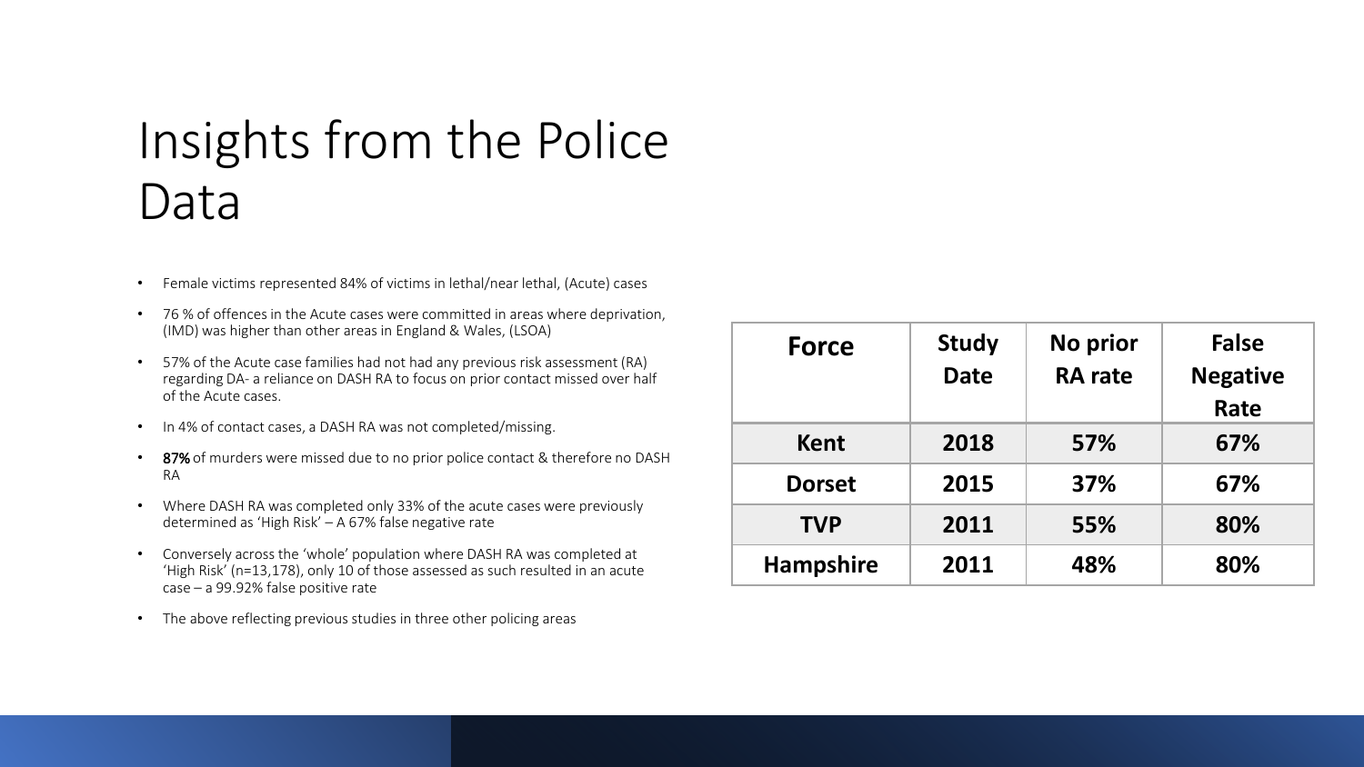# Insights from the Police Data

- Female victims represented 84% of victims in lethal/near lethal, (Acute) cases
- 76 % of offences in the Acute cases were committed in areas where deprivation, (IMD) was higher than other areas in England & Wales, (LSOA)
- 57% of the Acute case families had not had any previous risk assessment (RA) regarding DA- a reliance on DASH RA to focus on prior contact missed over half of the Acute cases.
- In 4% of contact cases, a DASH RA was not completed/missing.
- **87%** of murders were missed due to no prior police contact & therefore no DASH RA
- Where DASH RA was completed only 33% of the acute cases were previously determined as 'High Risk' – A 67% false negative rate
- Conversely across the 'whole' population where DASH RA was completed at 'High Risk' (n=13,178), only 10 of those assessed as such resulted in an acute case – a 99.92% false positive rate
- The above reflecting previous studies in three other policing areas

| Force | Study Date | No prior RA rate | False Negative Rate |
|---|---|---|---|
| Kent | 2018 | 57% | 67% |
| Dorset | 2015 | 37% | 67% |
| TVP | 2011 | 55% | 80% |
| Hampshire | 2011 | 48% | 80% |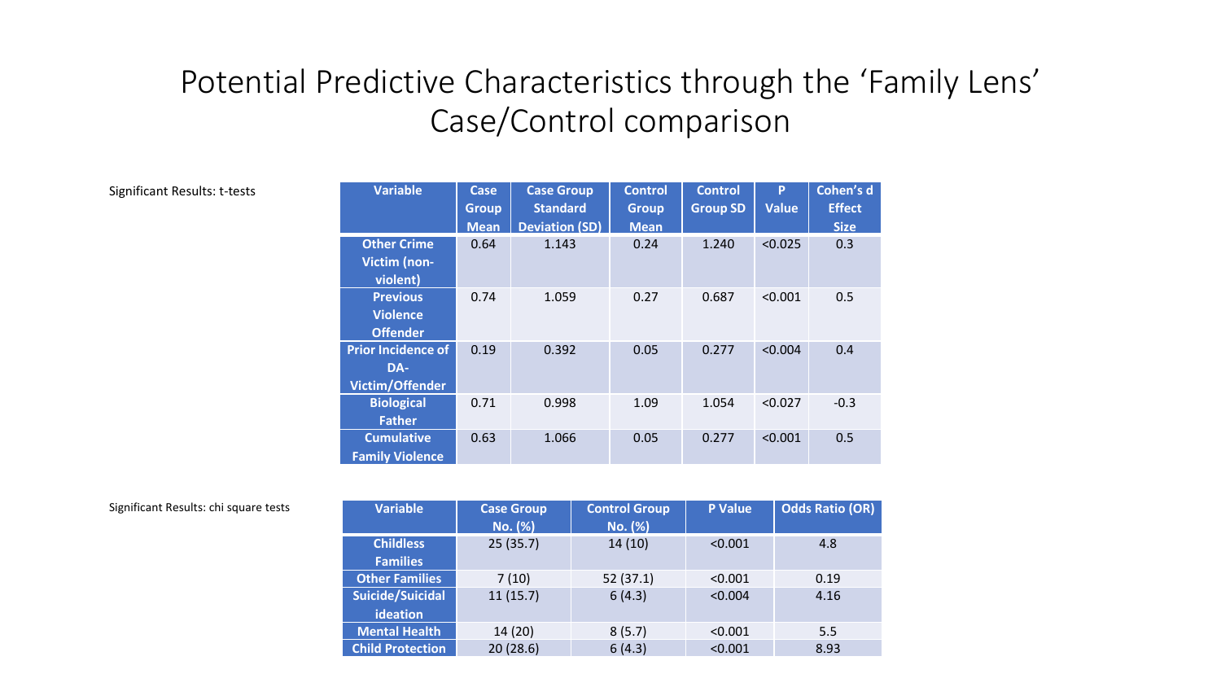# Potential Predictive Characteristics through the 'Family Lens' Case/Control comparison

Significant Results: t-tests

| Variable | Case Group Mean | Case Group Standard Deviation (SD) | Control Group Mean | Control Group SD | P Value | Cohen's d Effect Size |
|---|---|---|---|---|---|---|
| Other Crime Victim (non-violent) | 0.64 | 1.143 | 0.24 | 1.240 | <0.025 | 0.3 |
| Previous Violence Offender | 0.74 | 1.059 | 0.27 | 0.687 | <0.001 | 0.5 |
| Prior Incidence of DA-Victim/Offender | 0.19 | 0.392 | 0.05 | 0.277 | <0.004 | 0.4 |
| Biological Father | 0.71 | 0.998 | 1.09 | 1.054 | <0.027 | -0.3 |
| Cumulative Family Violence | 0.63 | 1.066 | 0.05 | 0.277 | <0.001 | 0.5 |

Significant Results: chi square tests

| Variable | Case Group No. (%) | Control Group No. (%) | P Value | Odds Ratio (OR) |
|---|---|---|---|---|
| Childless Families | 25 (35.7) | 14 (10) | <0.001 | 4.8 |
| Other Families | 7 (10) | 52 (37.1) | <0.001 | 0.19 |
| Suicide/Suicidal ideation | 11 (15.7) | 6 (4.3) | <0.004 | 4.16 |
| Mental Health | 14 (20) | 8 (5.7) | <0.001 | 5.5 |
| Child Protection | 20 (28.6) | 6 (4.3) | <0.001 | 8.93 |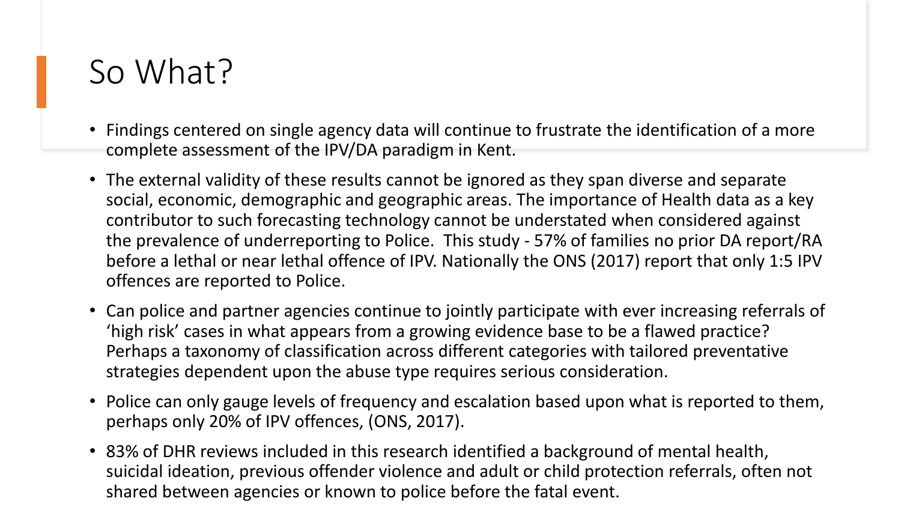# So What?

- Findings centered on single agency data will continue to frustrate the identification of a more complete assessment of the IPV/DA paradigm in Kent.
- The external validity of these results cannot be ignored as they span diverse and separate social, economic, demographic and geographic areas. The importance of Health data as a key contributor to such forecasting technology cannot be understated when considered against the prevalence of underreporting to Police. This study - 57% of families no prior DA report/RA before a lethal or near lethal offence of IPV. Nationally the ONS (2017) report that only 1:5 IPV offences are reported to Police.
- Can police and partner agencies continue to jointly participate with ever increasing referrals of 'high risk' cases in what appears from a growing evidence base to be a flawed practice? Perhaps a taxonomy of classification across different categories with tailored preventative strategies dependent upon the abuse type requires serious consideration.
- Police can only gauge levels of frequency and escalation based upon what is reported to them, perhaps only 20% of IPV offences, (ONS, 2017).
- 83% of DHR reviews included in this research identified a background of mental health, suicidal ideation, previous offender violence and adult or child protection referrals, often not shared between agencies or known to police before the fatal event.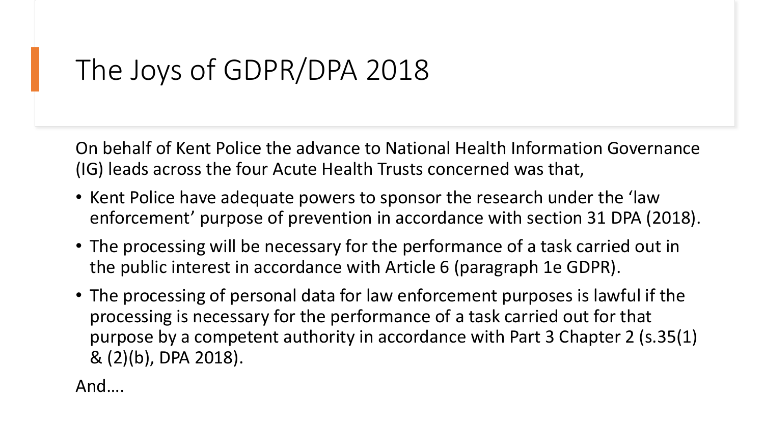# The Joys of GDPR/DPA 2018

On behalf of Kent Police the advance to National Health Information Governance (IG) leads across the four Acute Health Trusts concerned was that,

- Kent Police have adequate powers to sponsor the research under the 'law enforcement' purpose of prevention in accordance with section 31 DPA (2018).
- The processing will be necessary for the performance of a task carried out in the public interest in accordance with Article 6 (paragraph 1e GDPR).
- The processing of personal data for law enforcement purposes is lawful if the processing is necessary for the performance of a task carried out for that purpose by a competent authority in accordance with Part 3 Chapter 2 (s.35(1) & (2)(b), DPA 2018).

And….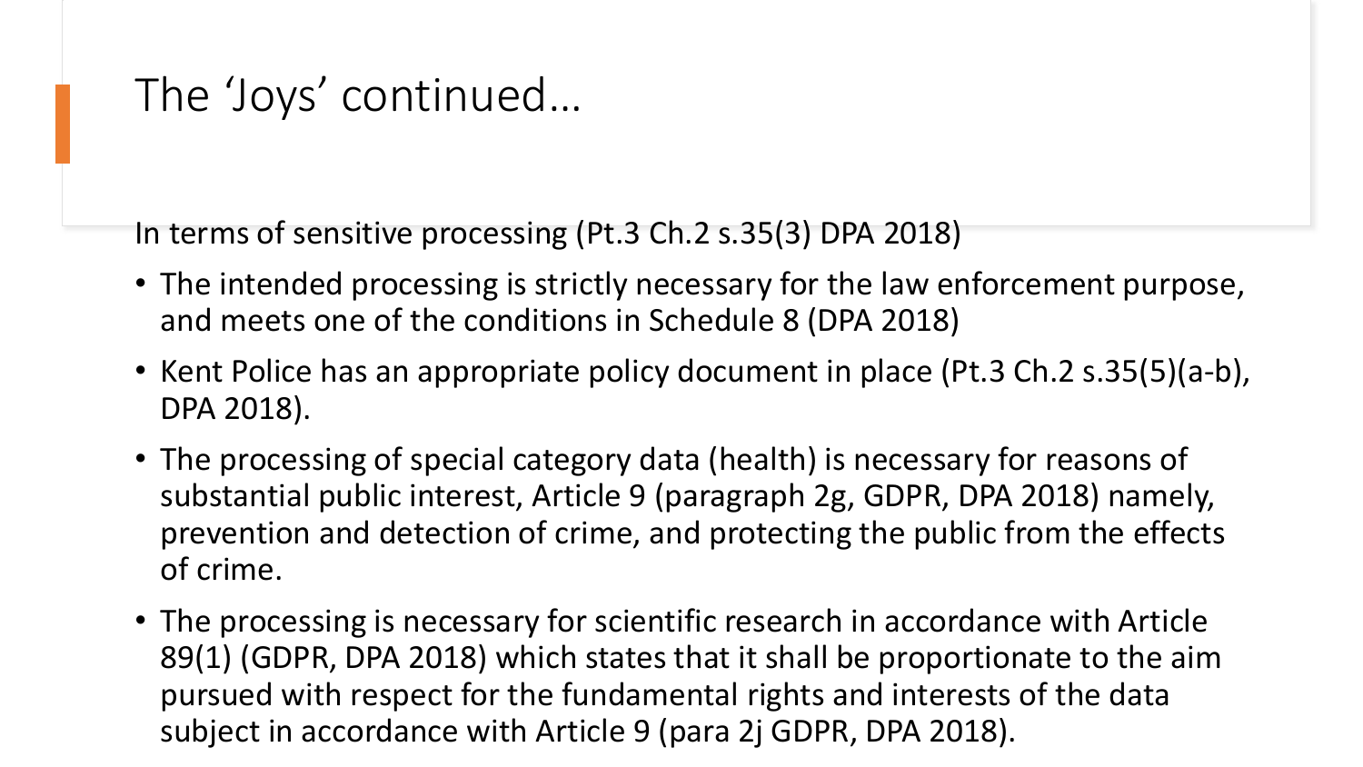# The 'Joys' continued…

In terms of sensitive processing (Pt.3 Ch.2 s.35(3) DPA 2018)

- The intended processing is strictly necessary for the law enforcement purpose, and meets one of the conditions in Schedule 8 (DPA 2018)
- Kent Police has an appropriate policy document in place (Pt.3 Ch.2 s.35(5)(a-b), DPA 2018).
- The processing of special category data (health) is necessary for reasons of substantial public interest, Article 9 (paragraph 2g, GDPR, DPA 2018) namely, prevention and detection of crime, and protecting the public from the effects of crime.
- The processing is necessary for scientific research in accordance with Article 89(1) (GDPR, DPA 2018) which states that it shall be proportionate to the aim pursued with respect for the fundamental rights and interests of the data subject in accordance with Article 9 (para 2j GDPR, DPA 2018).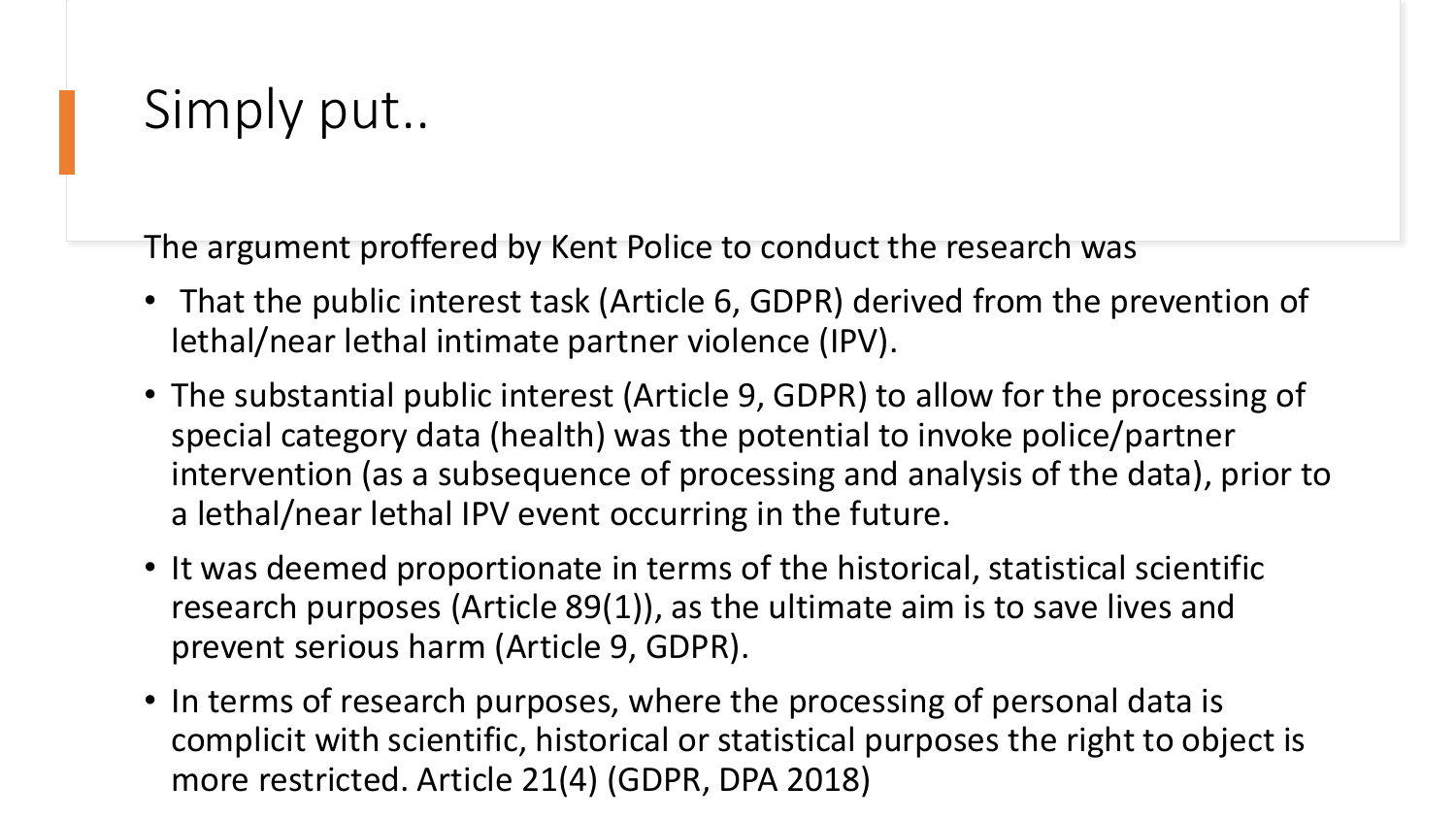# Simply put..

The argument proffered by Kent Police to conduct the research was

- That the public interest task (Article 6, GDPR) derived from the prevention of lethal/near lethal intimate partner violence (IPV).
- The substantial public interest (Article 9, GDPR) to allow for the processing of special category data (health) was the potential to invoke police/partner intervention (as a subsequence of processing and analysis of the data), prior to a lethal/near lethal IPV event occurring in the future.
- It was deemed proportionate in terms of the historical, statistical scientific research purposes (Article 89(1)), as the ultimate aim is to save lives and prevent serious harm (Article 9, GDPR).
- In terms of research purposes, where the processing of personal data is complicit with scientific, historical or statistical purposes the right to object is more restricted. Article 21(4) (GDPR, DPA 2018)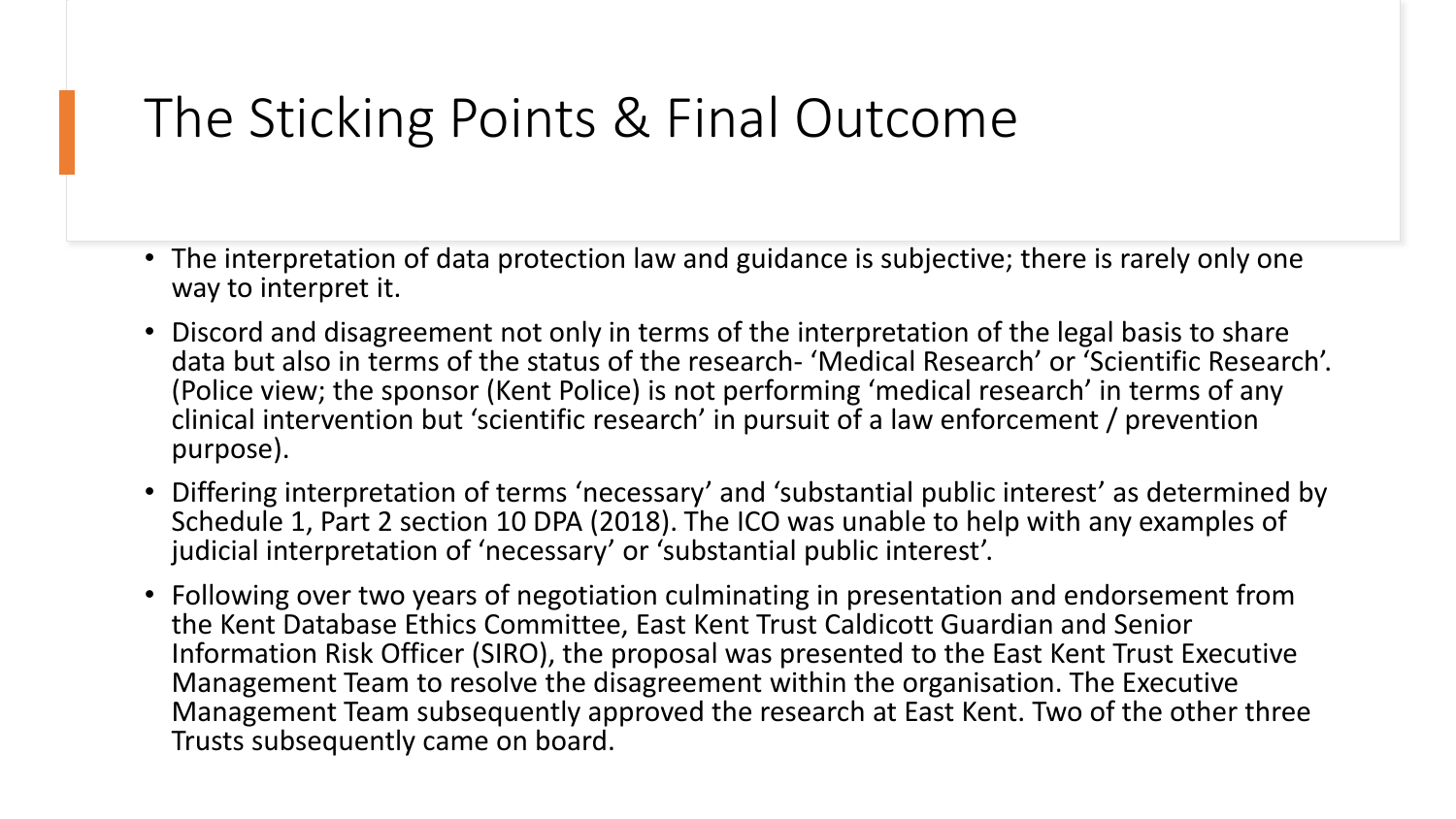# The Sticking Points & Final Outcome

- The interpretation of data protection law and guidance is subjective; there is rarely only one way to interpret it.
- Discord and disagreement not only in terms of the interpretation of the legal basis to share data but also in terms of the status of the research- 'Medical Research' or 'Scientific Research'. (Police view; the sponsor (Kent Police) is not performing 'medical research' in terms of any clinical intervention but 'scientific research' in pursuit of a law enforcement / prevention purpose).
- Differing interpretation of terms 'necessary' and 'substantial public interest' as determined by Schedule 1, Part 2 section 10 DPA (2018). The ICO was unable to help with any examples of judicial interpretation of 'necessary' or 'substantial public interest'.
- Following over two years of negotiation culminating in presentation and endorsement from the Kent Database Ethics Committee, East Kent Trust Caldicott Guardian and Senior Information Risk Officer (SIRO), the proposal was presented to the East Kent Trust Executive Management Team to resolve the disagreement within the organisation. The Executive Management Team subsequently approved the research at East Kent. Two of the other three Trusts subsequently came on board.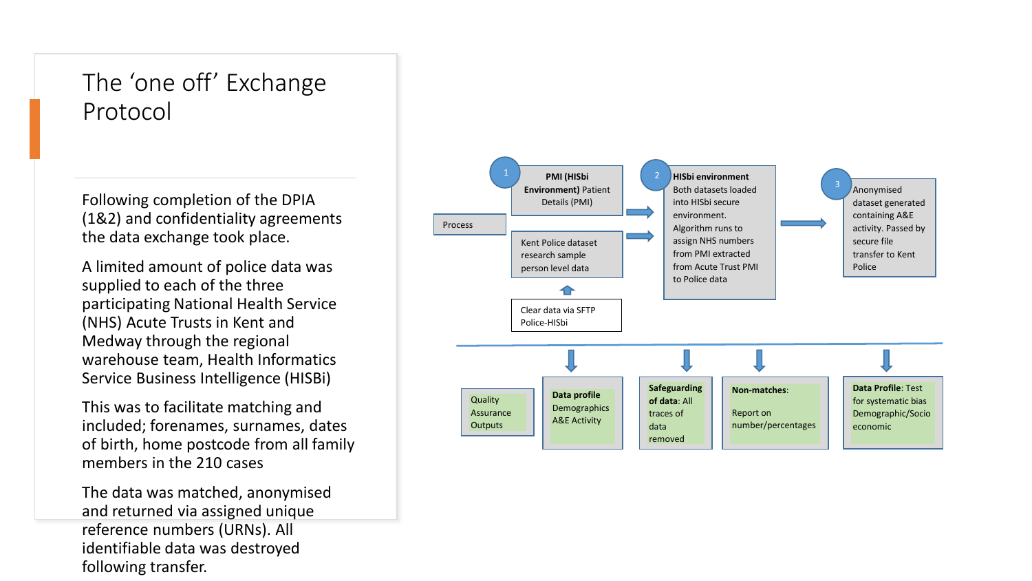# The 'one off' Exchange Protocol

Following completion of the DPIA (1&2) and confidentiality agreements the data exchange took place.

A limited amount of police data was supplied to each of the three participating National Health Service (NHS) Acute Trusts in Kent and Medway through the regional warehouse team, Health Informatics Service Business Intelligence (HISBi)

This was to facilitate matching and included; forenames, surnames, dates of birth, home postcode from all family members in the 210 cases

The data was matched, anonymised and returned via assigned unique reference numbers (URNs). All identifiable data was destroyed following transfer.

Process

1. **PMI (HISbi Environment)** Patient Details (PMI)

   Kent Police dataset research sample person level data

   Clear data via SFTP Police-HISbi

2. **HISbi environment** Both datasets loaded into HISbi secure environment. Algorithm runs to assign NHS numbers from PMI extracted from Acute Trust PMI to Police data

3. Anonymised dataset generated containing A&E activity. Passed by secure file transfer to Kent Police

Quality Assurance Outputs

- **Data profile** Demographics A&E Activity
- **Safeguarding of data**: All traces of data removed
- **Non-matches**: Report on number/percentages
- **Data Profile**: Test for systematic bias Demographic/Socio economic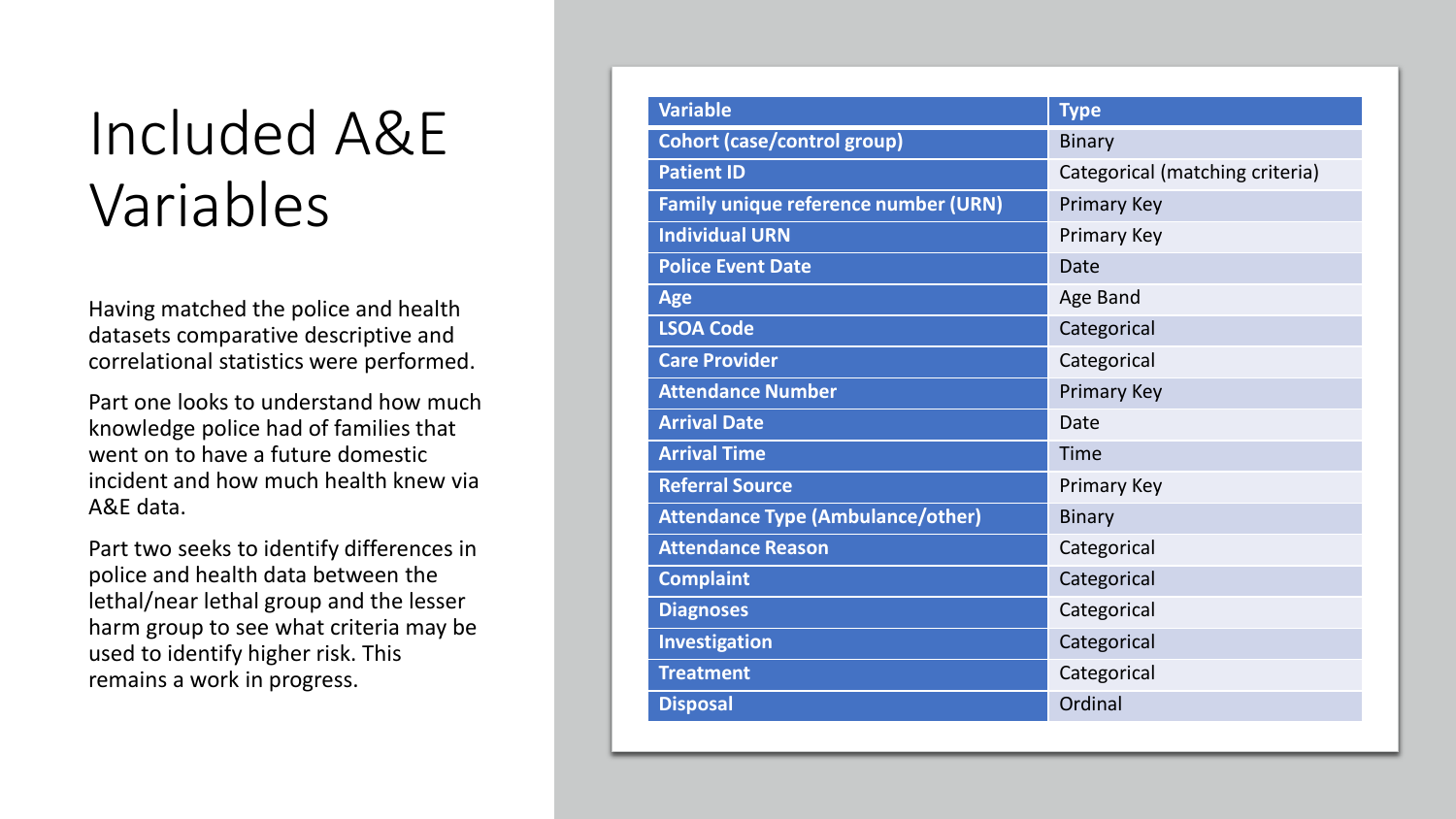# Included A&E Variables

Having matched the police and health datasets comparative descriptive and correlational statistics were performed.

Part one looks to understand how much knowledge police had of families that went on to have a future domestic incident and how much health knew via A&E data.

Part two seeks to identify differences in police and health data between the lethal/near lethal group and the lesser harm group to see what criteria may be used to identify higher risk. This remains a work in progress.

| Variable | Type |
|---|---|
| Cohort (case/control group) | Binary |
| Patient ID | Categorical (matching criteria) |
| Family unique reference number (URN) | Primary Key |
| Individual URN | Primary Key |
| Police Event Date | Date |
| Age | Age Band |
| LSOA Code | Categorical |
| Care Provider | Categorical |
| Attendance Number | Primary Key |
| Arrival Date | Date |
| Arrival Time | Time |
| Referral Source | Primary Key |
| Attendance Type (Ambulance/other) | Binary |
| Attendance Reason | Categorical |
| Complaint | Categorical |
| Diagnoses | Categorical |
| Investigation | Categorical |
| Treatment | Categorical |
| Disposal | Ordinal |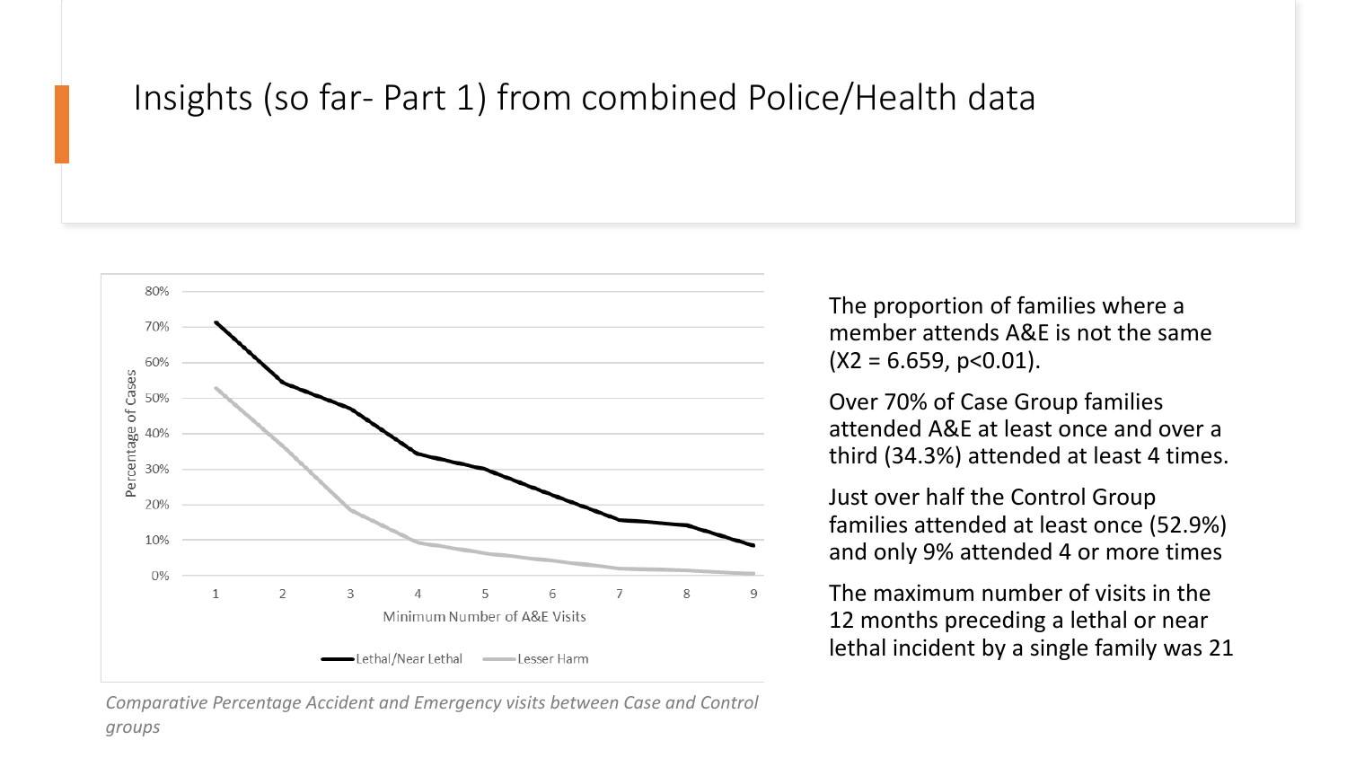# Insights (so far- Part 1) from combined Police/Health data

*Comparative Percentage Accident and Emergency visits between Case and Control groups*

The proportion of families where a member attends A&E is not the same ($X2 = 6.659$, $p<0.01$).

Over 70% of Case Group families attended A&E at least once and over a third (34.3%) attended at least 4 times.

Just over half the Control Group families attended at least once (52.9%) and only 9% attended 4 or more times

The maximum number of visits in the 12 months preceding a lethal or near lethal incident by a single family was 21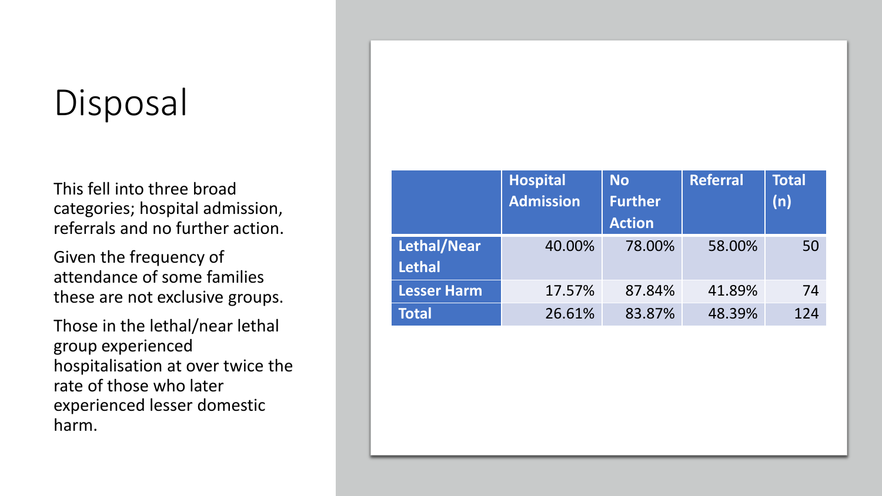# Disposal

This fell into three broad categories; hospital admission, referrals and no further action.

Given the frequency of attendance of some families these are not exclusive groups.

Those in the lethal/near lethal group experienced hospitalisation at over twice the rate of those who later experienced lesser domestic harm.

| | Hospital Admission | No Further Action | Referral | Total (n) |
|---|---|---|---|---|
| **Lethal/Near Lethal** | 40.00% | 78.00% | 58.00% | 50 |
| **Lesser Harm** | 17.57% | 87.84% | 41.89% | 74 |
| **Total** | 26.61% | 83.87% | 48.39% | 124 |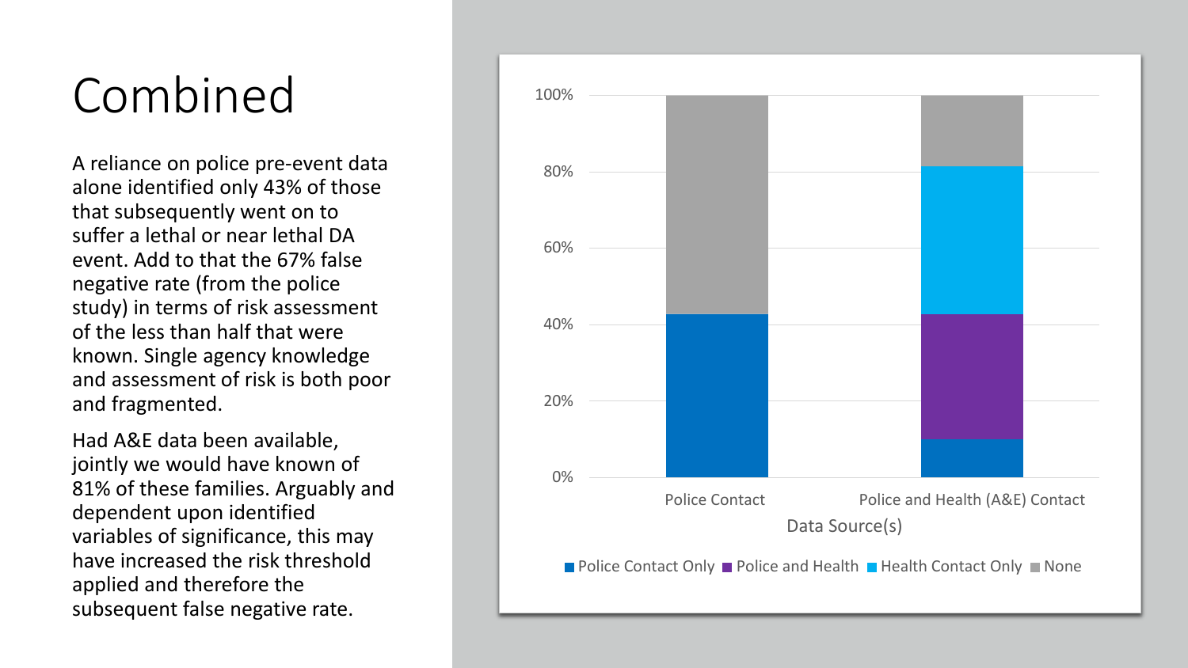# Combined

A reliance on police pre-event data alone identified only 43% of those that subsequently went on to suffer a lethal or near lethal DA event. Add to that the 67% false negative rate (from the police study) in terms of risk assessment of the less than half that were known. Single agency knowledge and assessment of risk is both poor and fragmented.

Had A&E data been available, jointly we would have known of 81% of these families. Arguably and dependent upon identified variables of significance, this may have increased the risk threshold applied and therefore the subsequent false negative rate.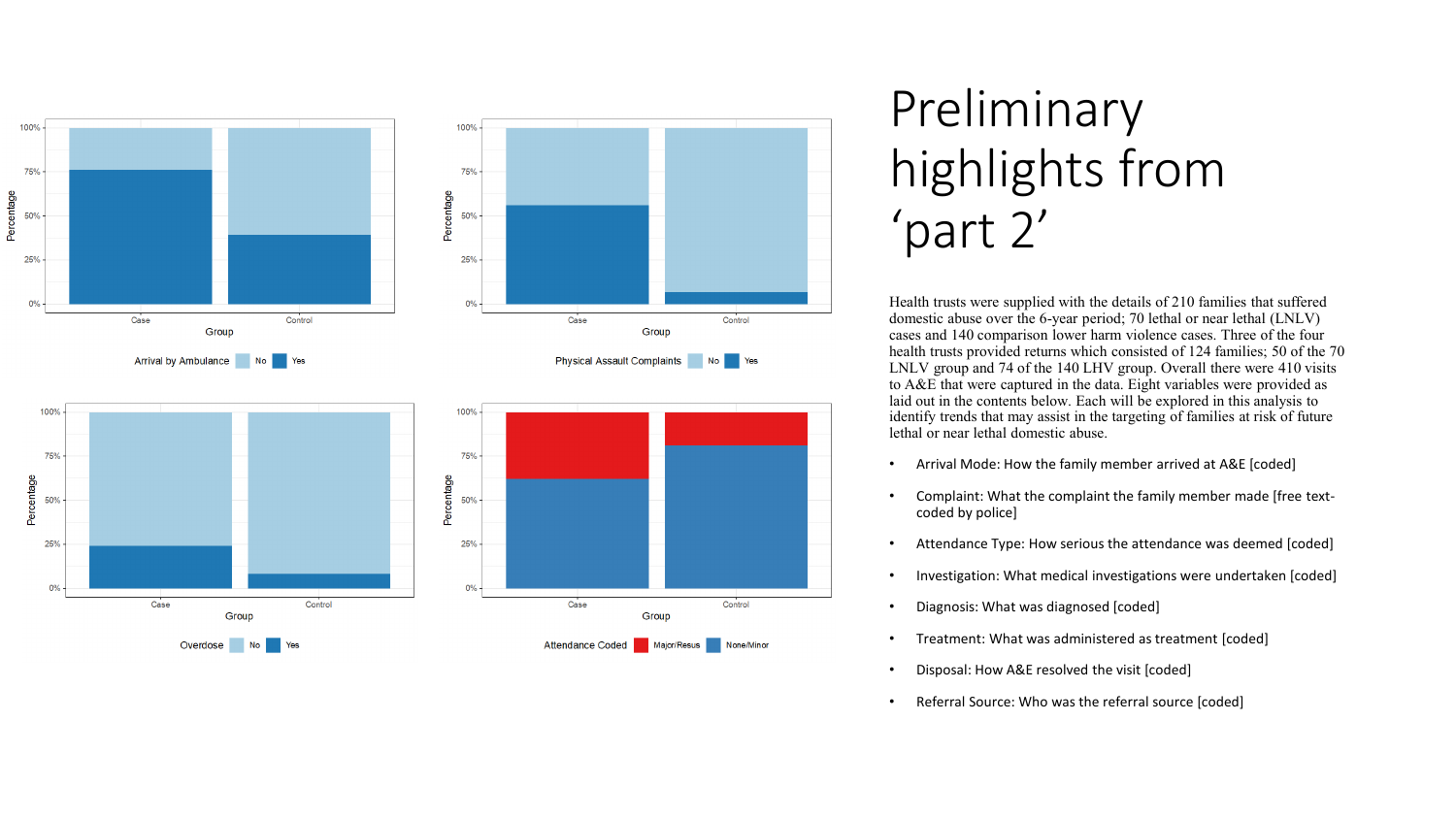# Preliminary highlights from ‘part 2’

Health trusts were supplied with the details of 210 families that suffered domestic abuse over the 6-year period; 70 lethal or near lethal (LNLV) cases and 140 comparison lower harm violence cases. Three of the four health trusts provided returns which consisted of 124 families; 50 of the 70 LNLV group and 74 of the 140 LHV group. Overall there were 410 visits to A&E that were captured in the data. Eight variables were provided as laid out in the contents below. Each will be explored in this analysis to identify trends that may assist in the targeting of families at risk of future lethal or near lethal domestic abuse.

- Arrival Mode: How the family member arrived at A&E [coded]
- Complaint: What the complaint the family member made [free text-coded by police]
- Attendance Type: How serious the attendance was deemed [coded]
- Investigation: What medical investigations were undertaken [coded]
- Diagnosis: What was diagnosed [coded]
- Treatment: What was administered as treatment [coded]
- Disposal: How A&E resolved the visit [coded]
- Referral Source: Who was the referral source [coded]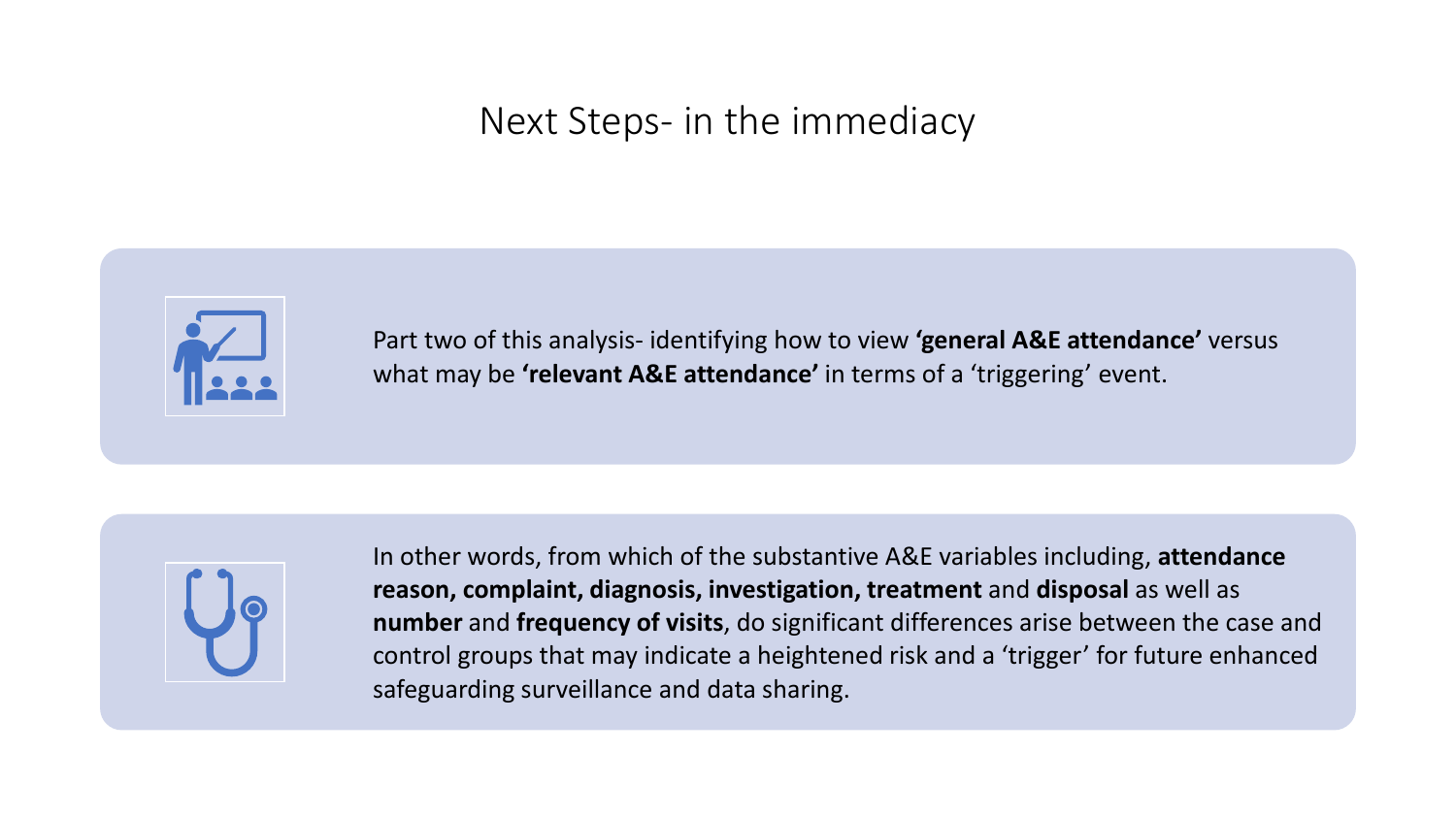# Next Steps- in the immediacy

Part two of this analysis- identifying how to view **'general A&E attendance'** versus what may be **'relevant A&E attendance'** in terms of a 'triggering' event.

In other words, from which of the substantive A&E variables including, **attendance reason, complaint, diagnosis, investigation, treatment** and **disposal** as well as **number** and **frequency of visits**, do significant differences arise between the case and control groups that may indicate a heightened risk and a 'trigger' for future enhanced safeguarding surveillance and data sharing.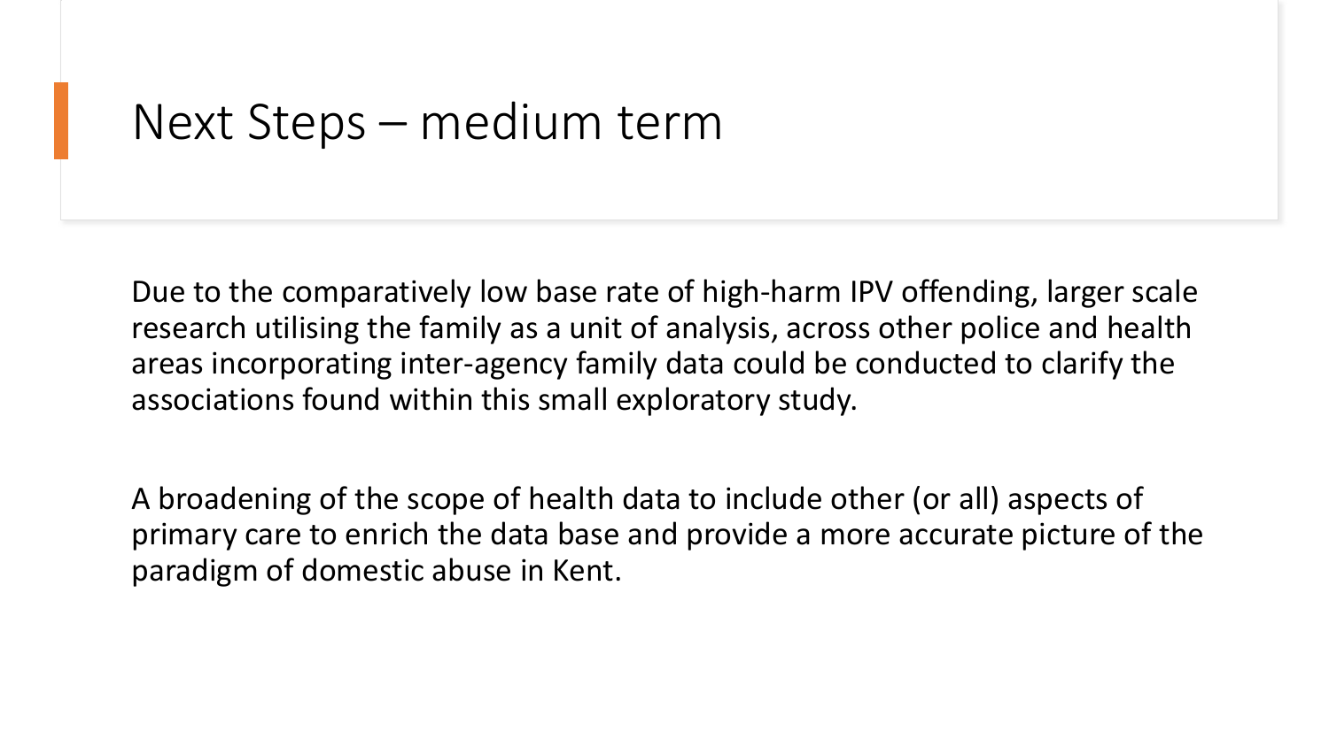# Next Steps – medium term

Due to the comparatively low base rate of high-harm IPV offending, larger scale research utilising the family as a unit of analysis, across other police and health areas incorporating inter-agency family data could be conducted to clarify the associations found within this small exploratory study.

A broadening of the scope of health data to include other (or all) aspects of primary care to enrich the data base and provide a more accurate picture of the paradigm of domestic abuse in Kent.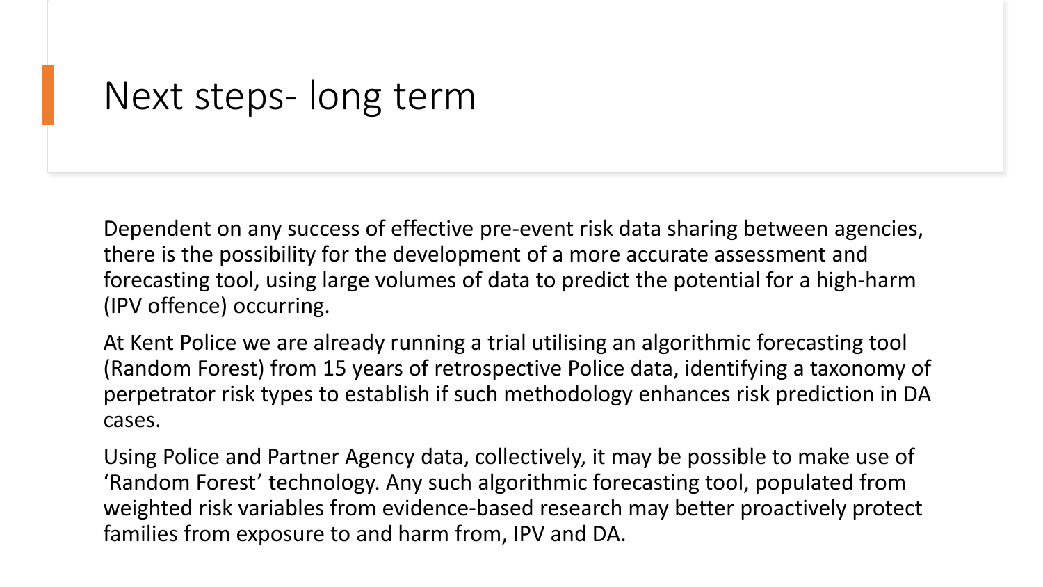# Next steps- long term

Dependent on any success of effective pre-event risk data sharing between agencies, there is the possibility for the development of a more accurate assessment and forecasting tool, using large volumes of data to predict the potential for a high-harm (IPV offence) occurring.

At Kent Police we are already running a trial utilising an algorithmic forecasting tool (Random Forest) from 15 years of retrospective Police data, identifying a taxonomy of perpetrator risk types to establish if such methodology enhances risk prediction in DA cases.

Using Police and Partner Agency data, collectively, it may be possible to make use of 'Random Forest' technology. Any such algorithmic forecasting tool, populated from weighted risk variables from evidence-based research may better proactively protect families from exposure to and harm from, IPV and DA.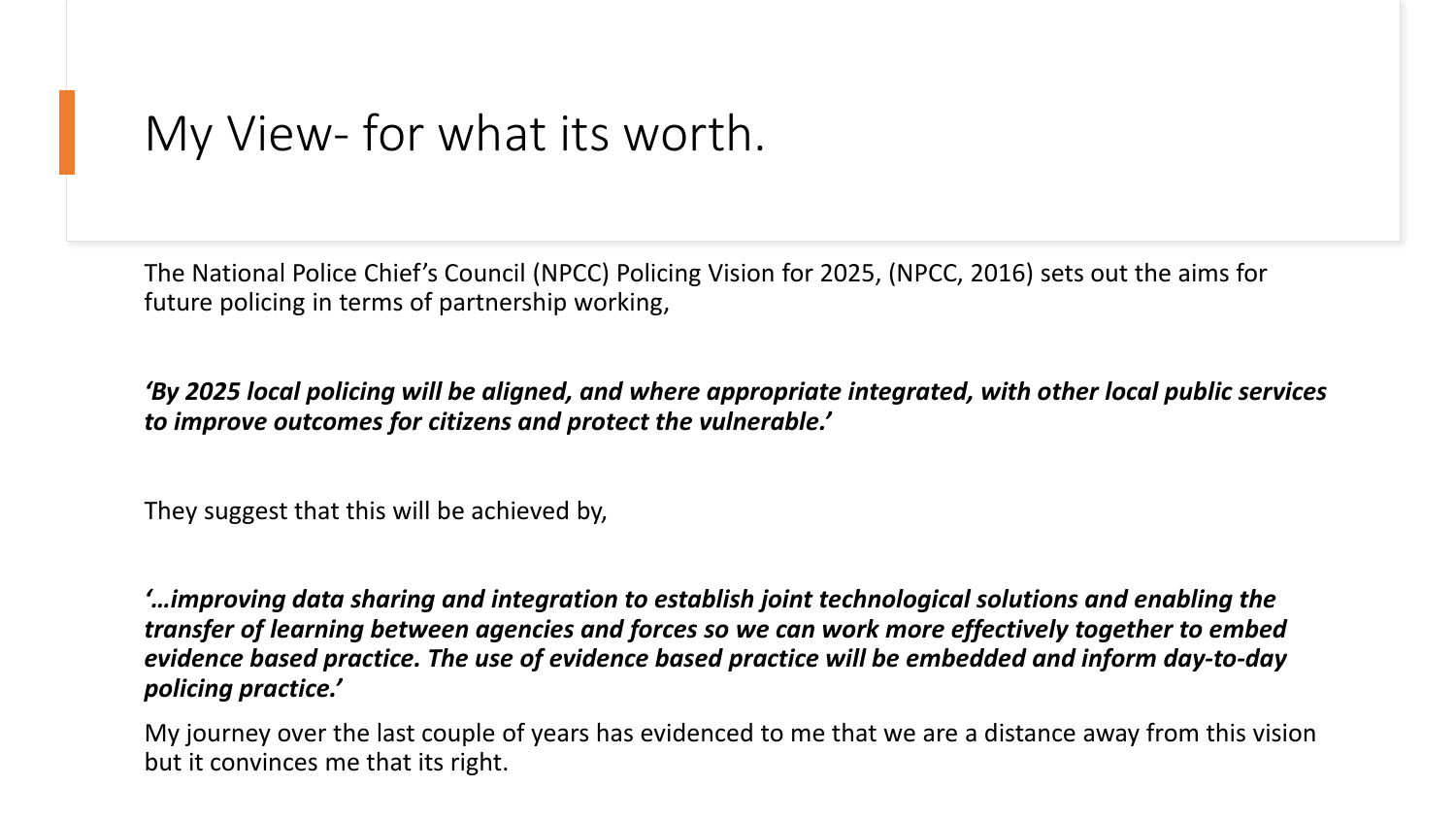# My View- for what its worth.

The National Police Chief's Council (NPCC) Policing Vision for 2025, (NPCC, 2016) sets out the aims for future policing in terms of partnership working,

***'By 2025 local policing will be aligned, and where appropriate integrated, with other local public services to improve outcomes for citizens and protect the vulnerable.'***

They suggest that this will be achieved by,

***'…improving data sharing and integration to establish joint technological solutions and enabling the transfer of learning between agencies and forces so we can work more effectively together to embed evidence based practice. The use of evidence based practice will be embedded and inform day-to-day policing practice.'***

My journey over the last couple of years has evidenced to me that we are a distance away from this vision but it convinces me that its right.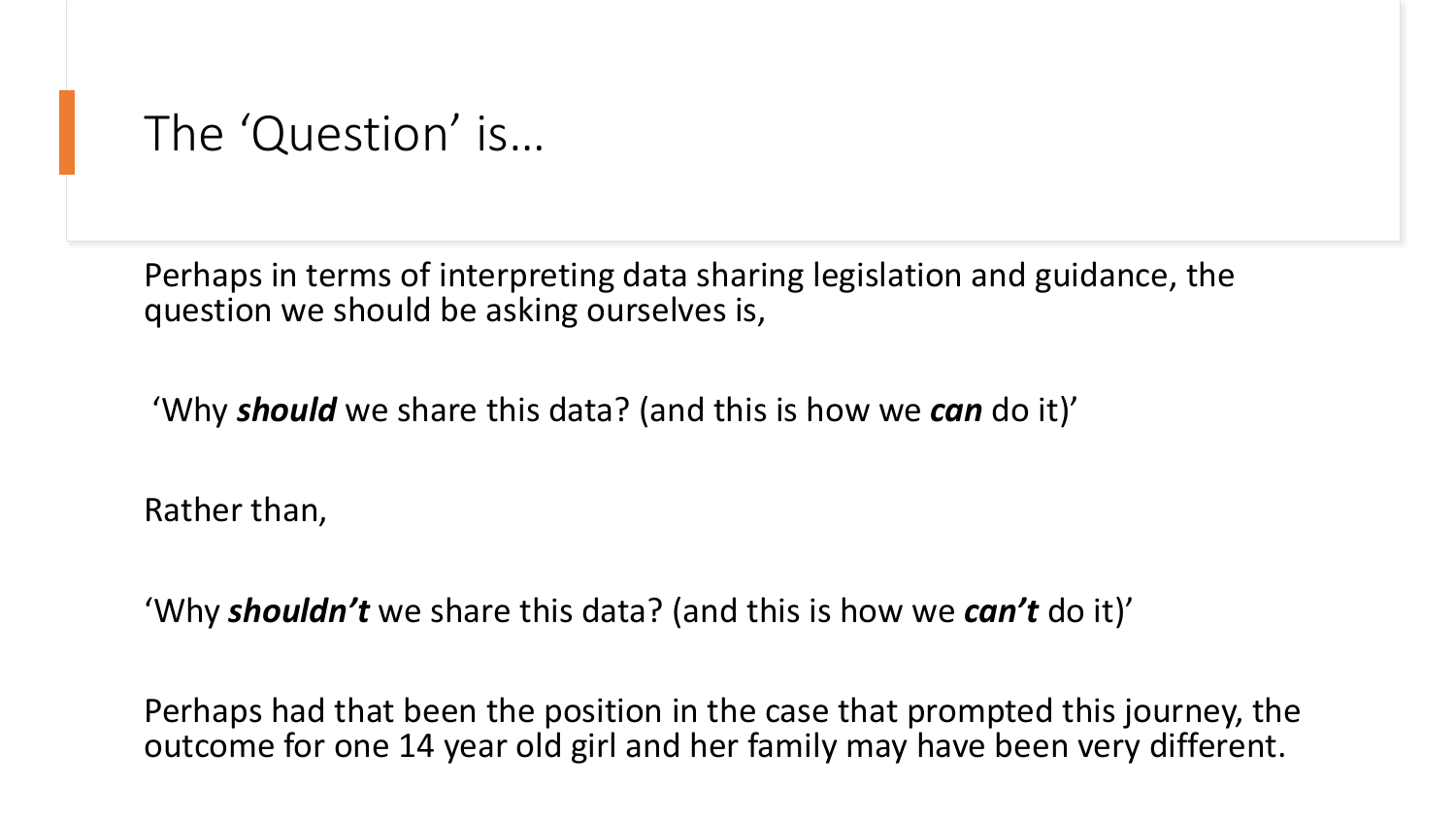# The ‘Question’ is…

Perhaps in terms of interpreting data sharing legislation and guidance, the question we should be asking ourselves is,

‘Why ***should*** we share this data? (and this is how we ***can*** do it)’

Rather than,

‘Why ***shouldn’t*** we share this data? (and this is how we ***can’t*** do it)’

Perhaps had that been the position in the case that prompted this journey, the outcome for one 14 year old girl and her family may have been very different.